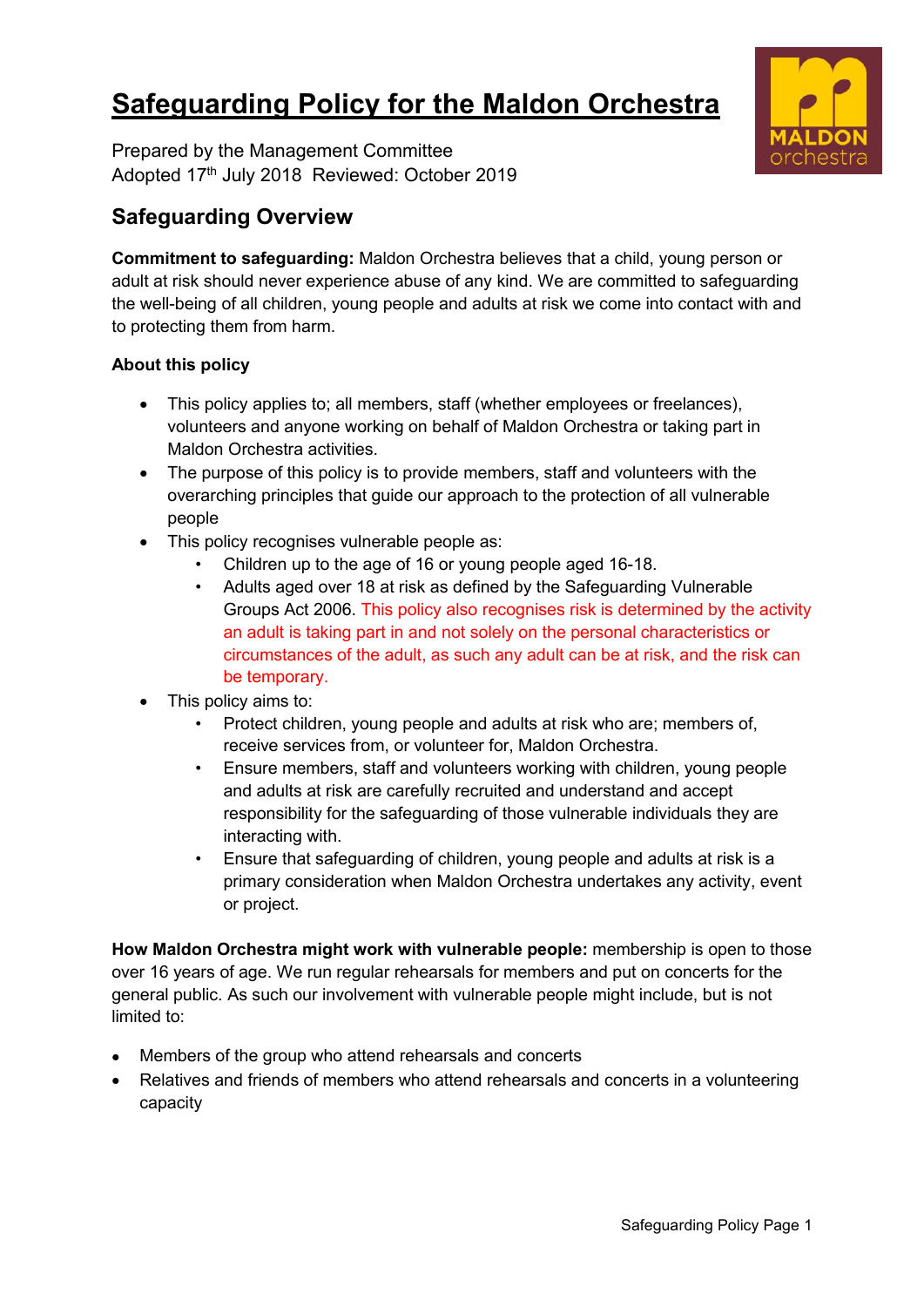# Safeguarding Policy for the Maldon Orchestra

Prepared by the Management Committee
Adopted 17th July 2018 Reviewed: October 2019

## Safeguarding Overview

**Commitment to safeguarding:** Maldon Orchestra believes that a child, young person or adult at risk should never experience abuse of any kind. We are committed to safeguarding the well-being of all children, young people and adults at risk we come into contact with and to protecting them from harm.

**About this policy**

- This policy applies to; all members, staff (whether employees or freelances), volunteers and anyone working on behalf of Maldon Orchestra or taking part in Maldon Orchestra activities.
- The purpose of this policy is to provide members, staff and volunteers with the overarching principles that guide our approach to the protection of all vulnerable people
- This policy recognises vulnerable people as:
  - Children up to the age of 16 or young people aged 16-18.
  - Adults aged over 18 at risk as defined by the Safeguarding Vulnerable Groups Act 2006. This policy also recognises risk is determined by the activity an adult is taking part in and not solely on the personal characteristics or circumstances of the adult, as such any adult can be at risk, and the risk can be temporary.
- This policy aims to:
  - Protect children, young people and adults at risk who are; members of, receive services from, or volunteer for, Maldon Orchestra.
  - Ensure members, staff and volunteers working with children, young people and adults at risk are carefully recruited and understand and accept responsibility for the safeguarding of those vulnerable individuals they are interacting with.
  - Ensure that safeguarding of children, young people and adults at risk is a primary consideration when Maldon Orchestra undertakes any activity, event or project.

**How Maldon Orchestra might work with vulnerable people:** membership is open to those over 16 years of age. We run regular rehearsals for members and put on concerts for the general public. As such our involvement with vulnerable people might include, but is not limited to:

- Members of the group who attend rehearsals and concerts
- Relatives and friends of members who attend rehearsals and concerts in a volunteering capacity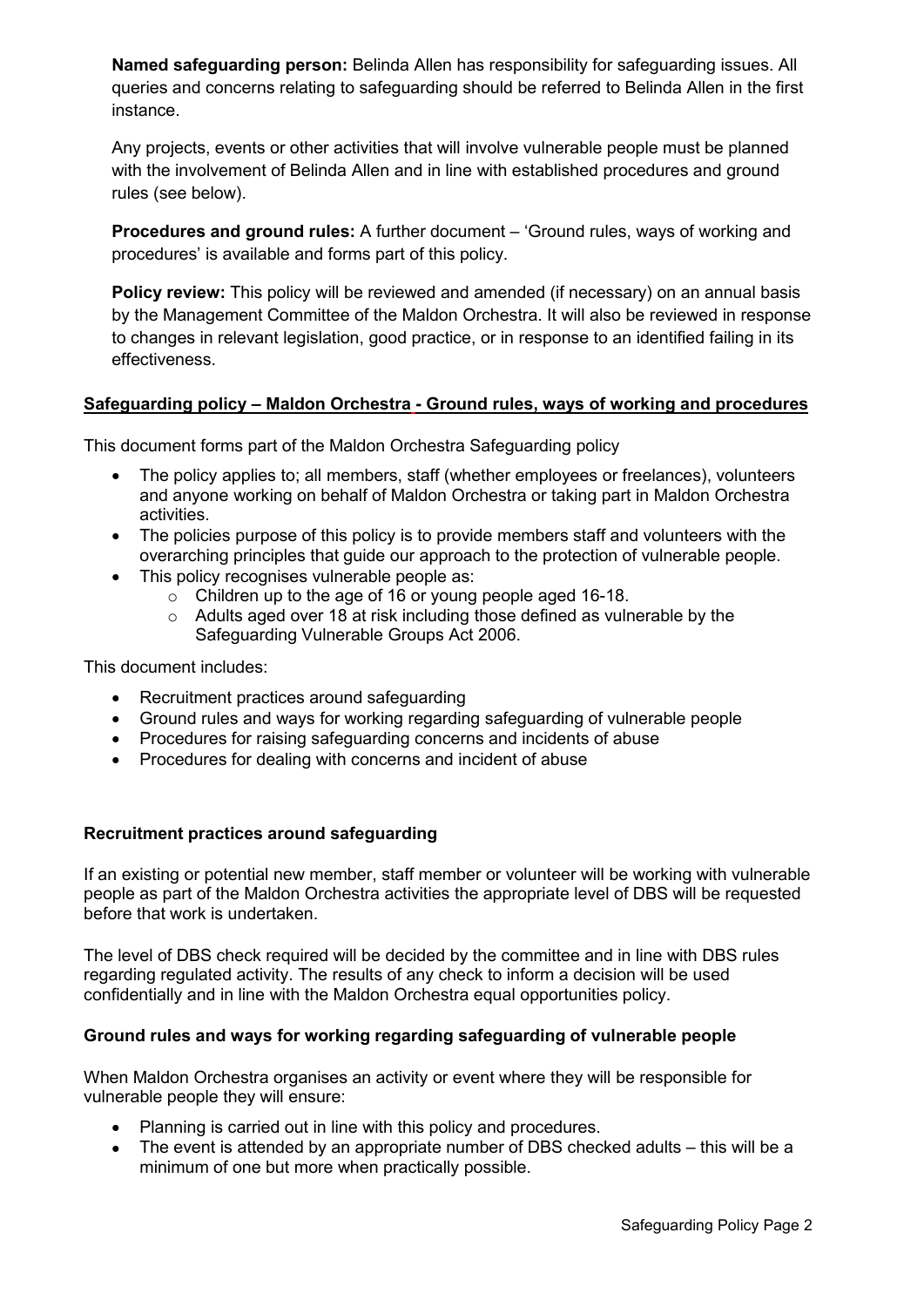**Named safeguarding person:** Belinda Allen has responsibility for safeguarding issues. All queries and concerns relating to safeguarding should be referred to Belinda Allen in the first instance.

Any projects, events or other activities that will involve vulnerable people must be planned with the involvement of Belinda Allen and in line with established procedures and ground rules (see below).

**Procedures and ground rules:** A further document – 'Ground rules, ways of working and procedures' is available and forms part of this policy.

**Policy review:** This policy will be reviewed and amended (if necessary) on an annual basis by the Management Committee of the Maldon Orchestra. It will also be reviewed in response to changes in relevant legislation, good practice, or in response to an identified failing in its effectiveness.

## Safeguarding policy – Maldon Orchestra - Ground rules, ways of working and procedures

This document forms part of the Maldon Orchestra Safeguarding policy

- The policy applies to; all members, staff (whether employees or freelances), volunteers and anyone working on behalf of Maldon Orchestra or taking part in Maldon Orchestra activities.
- The policies purpose of this policy is to provide members staff and volunteers with the overarching principles that guide our approach to the protection of vulnerable people.
- This policy recognises vulnerable people as:
  - Children up to the age of 16 or young people aged 16-18.
  - Adults aged over 18 at risk including those defined as vulnerable by the Safeguarding Vulnerable Groups Act 2006.

This document includes:

- Recruitment practices around safeguarding
- Ground rules and ways for working regarding safeguarding of vulnerable people
- Procedures for raising safeguarding concerns and incidents of abuse
- Procedures for dealing with concerns and incident of abuse

### Recruitment practices around safeguarding

If an existing or potential new member, staff member or volunteer will be working with vulnerable people as part of the Maldon Orchestra activities the appropriate level of DBS will be requested before that work is undertaken.

The level of DBS check required will be decided by the committee and in line with DBS rules regarding regulated activity. The results of any check to inform a decision will be used confidentially and in line with the Maldon Orchestra equal opportunities policy.

### Ground rules and ways for working regarding safeguarding of vulnerable people

When Maldon Orchestra organises an activity or event where they will be responsible for vulnerable people they will ensure:

- Planning is carried out in line with this policy and procedures.
- The event is attended by an appropriate number of DBS checked adults – this will be a minimum of one but more when practically possible.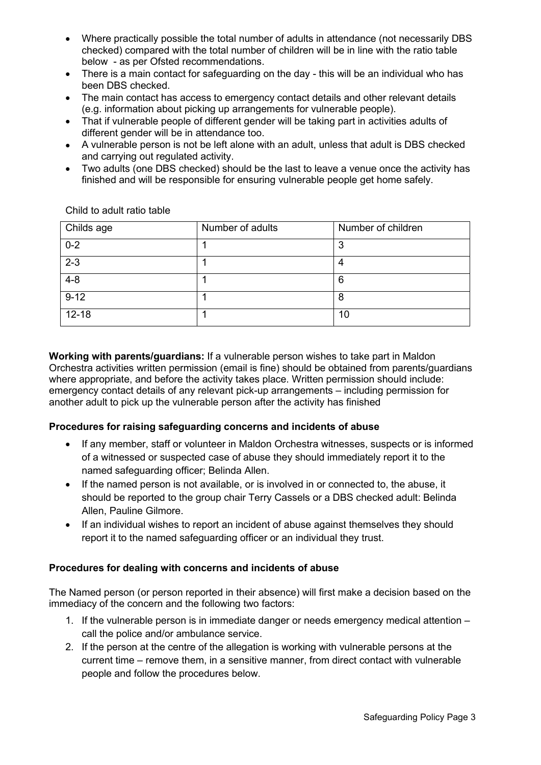- Where practically possible the total number of adults in attendance (not necessarily DBS checked) compared with the total number of children will be in line with the ratio table below - as per Ofsted recommendations.
- There is a main contact for safeguarding on the day - this will be an individual who has been DBS checked.
- The main contact has access to emergency contact details and other relevant details (e.g. information about picking up arrangements for vulnerable people).
- That if vulnerable people of different gender will be taking part in activities adults of different gender will be in attendance too.
- A vulnerable person is not be left alone with an adult, unless that adult is DBS checked and carrying out regulated activity.
- Two adults (one DBS checked) should be the last to leave a venue once the activity has finished and will be responsible for ensuring vulnerable people get home safely.

Child to adult ratio table

| Childs age | Number of adults | Number of children |
|---|---|---|
| 0-2 | 1 | 3 |
| 2-3 | 1 | 4 |
| 4-8 | 1 | 6 |
| 9-12 | 1 | 8 |
| 12-18 | 1 | 10 |

**Working with parents/guardians:** If a vulnerable person wishes to take part in Maldon Orchestra activities written permission (email is fine) should be obtained from parents/guardians where appropriate, and before the activity takes place. Written permission should include: emergency contact details of any relevant pick-up arrangements – including permission for another adult to pick up the vulnerable person after the activity has finished

**Procedures for raising safeguarding concerns and incidents of abuse**

- If any member, staff or volunteer in Maldon Orchestra witnesses, suspects or is informed of a witnessed or suspected case of abuse they should immediately report it to the named safeguarding officer; Belinda Allen.
- If the named person is not available, or is involved in or connected to, the abuse, it should be reported to the group chair Terry Cassels or a DBS checked adult: Belinda Allen, Pauline Gilmore.
- If an individual wishes to report an incident of abuse against themselves they should report it to the named safeguarding officer or an individual they trust.

**Procedures for dealing with concerns and incidents of abuse**

The Named person (or person reported in their absence) will first make a decision based on the immediacy of the concern and the following two factors:

1. If the vulnerable person is in immediate danger or needs emergency medical attention – call the police and/or ambulance service.
2. If the person at the centre of the allegation is working with vulnerable persons at the current time – remove them, in a sensitive manner, from direct contact with vulnerable people and follow the procedures below.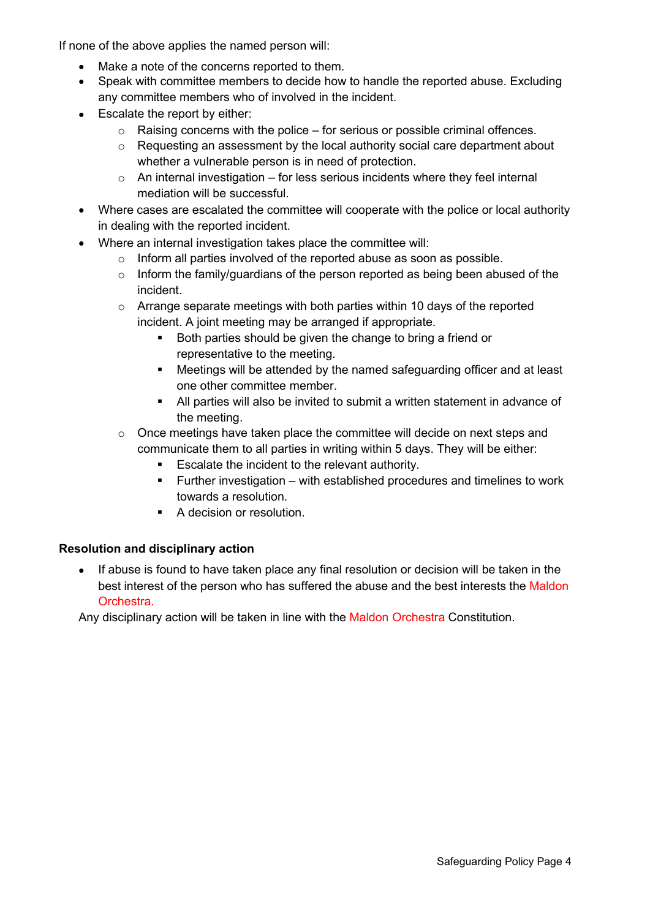If none of the above applies the named person will:

- Make a note of the concerns reported to them.
- Speak with committee members to decide how to handle the reported abuse. Excluding any committee members who of involved in the incident.
- Escalate the report by either:
  - Raising concerns with the police – for serious or possible criminal offences.
  - Requesting an assessment by the local authority social care department about whether a vulnerable person is in need of protection.
  - An internal investigation – for less serious incidents where they feel internal mediation will be successful.
- Where cases are escalated the committee will cooperate with the police or local authority in dealing with the reported incident.
- Where an internal investigation takes place the committee will:
  - Inform all parties involved of the reported abuse as soon as possible.
  - Inform the family/guardians of the person reported as being been abused of the incident.
  - Arrange separate meetings with both parties within 10 days of the reported incident. A joint meeting may be arranged if appropriate.
    - Both parties should be given the change to bring a friend or representative to the meeting.
    - Meetings will be attended by the named safeguarding officer and at least one other committee member.
    - All parties will also be invited to submit a written statement in advance of the meeting.
  - Once meetings have taken place the committee will decide on next steps and communicate them to all parties in writing within 5 days. They will be either:
    - Escalate the incident to the relevant authority.
    - Further investigation – with established procedures and timelines to work towards a resolution.
    - A decision or resolution.

**Resolution and disciplinary action**

- If abuse is found to have taken place any final resolution or decision will be taken in the best interest of the person who has suffered the abuse and the best interests the Maldon Orchestra.

Any disciplinary action will be taken in line with the Maldon Orchestra Constitution.